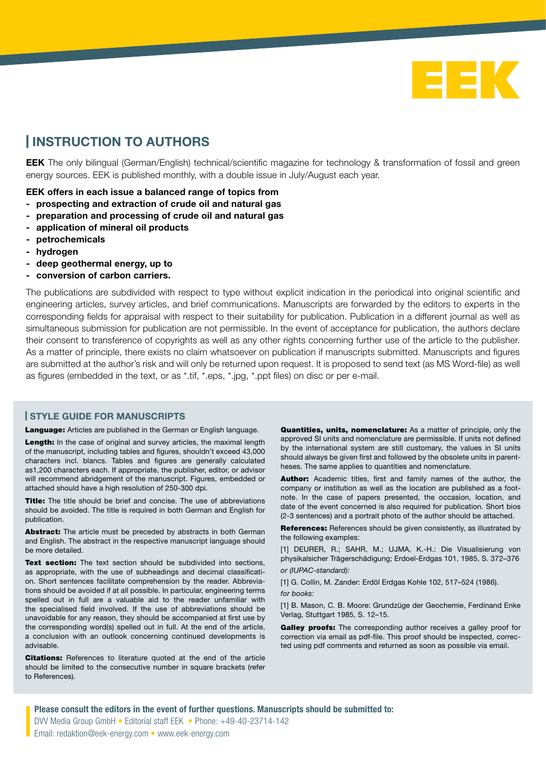# INSTRUCTION TO AUTHORS

**EEK** The only bilingual (German/English) technical/scientific magazine for technology & transformation of fossil and green energy sources. EEK is published monthly, with a double issue in July/August each year.

**EEK offers in each issue a balanced range of topics from**

- **prospecting and extraction of crude oil and natural gas**
- **preparation and processing of crude oil and natural gas**
- **application of mineral oil products**
- **petrochemicals**
- **hydrogen**
- **deep geothermal energy, up to**
- **conversion of carbon carriers.**

The publications are subdivided with respect to type without explicit indication in the periodical into original scientific and engineering articles, survey articles, and brief communications. Manuscripts are forwarded by the editors to experts in the corresponding fields for appraisal with respect to their suitability for publication. Publication in a different journal as well as simultaneous submission for publication are not permissible. In the event of acceptance for publication, the authors declare their consent to transference of copyrights as well as any other rights concerning further use of the article to the publisher. As a matter of principle, there exists no claim whatsoever on publication if manuscripts submitted. Manuscripts and figures are submitted at the author's risk and will only be returned upon request. It is proposed to send text (as MS Word-file) as well as figures (embedded in the text, or as *.tif, *.eps, *.jpg, *.ppt files) on disc or per e-mail.

## STYLE GUIDE FOR MANUSCRIPTS

**Language:** Articles are published in the German or English language.

**Length:** In the case of original and survey articles, the maximal length of the manuscript, including tables and figures, shouldn't exceed 43,000 characters incl. blancs. Tables and figures are generally calculated as1,200 characters each. If appropriate, the publisher, editor, or advisor will recommend abridgement of the manuscript. Figures, embedded or attached should have a high resolution of 250-300 dpi.

**Title:** The title should be brief and concise. The use of abbreviations should be avoided. The title is required in both German and English for publication.

**Abstract:** The article must be preceded by abstracts in both German and English. The abstract in the respective manuscript language should be more detailed.

**Text section:** The text section should be subdivided into sections, as appropriate, with the use of subheadings and decimal classification. Short sentences facilitate comprehension by the reader. Abbreviations should be avoided if at all possible. In particular, engineering terms spelled out in full are a valuable aid to the reader unfamiliar with the specialised field involved. If the use of abbreviations should be unavoidable for any reason, they should be accompanied at first use by the corresponding word(s) spelled out in full. At the end of the article, a conclusion with an outlook concerning continued developments is advisable.

**Citations:** References to literature quoted at the end of the article should be limited to the consecutive number in square brackets (refer to References).

**Quantities, units, nomenclature:** As a matter of principle, only the approved SI units and nomenclature are permissible. If units not defined by the international system are still customary, the values in SI units should always be given first and followed by the obsolete units in parentheses. The same applies to quantities and nomenclature.

**Author:** Academic titles, first and family names of the author, the company or institution as well as the location are published as a footnote. In the case of papers presented, the occasion, location, and date of the event concerned is also required for publication. Short bios (2-3 sentences) and a portrait photo of the author should be attached.

**References:** References should be given consistently, as illustrated by the following examples:

[1] DEURER, R.; SAHR, M.; UJMA, K.-H.: Die Visualisierung von physikalsicher Trägerschädigung; Erdoel-Erdgas 101, 1985, S. 372–376

*or (IUPAC-standard):*

[1] G. Collin, M. Zander: Erdöl Erdgas Kohle 102, 517–524 (1986).

*for books:*

[1] B. Mason, C. B. Moore: Grundzüge der Geochemie, Ferdinand Enke Verlag, Stuttgart 1985, S. 12–15.

**Galley proofs:** The corresponding author receives a galley proof for correction via email as pdf-file. This proof should be inspected, corrected using pdf comments and returned as soon as possible via email.

**Please consult the editors in the event of further questions. Manuscripts should be submitted to:**

DVV Media Group GmbH • Editorial staff EEK • Phone: +49-40-23714-142

Email: redaktion@eek-energy.com • www.eek-energy.com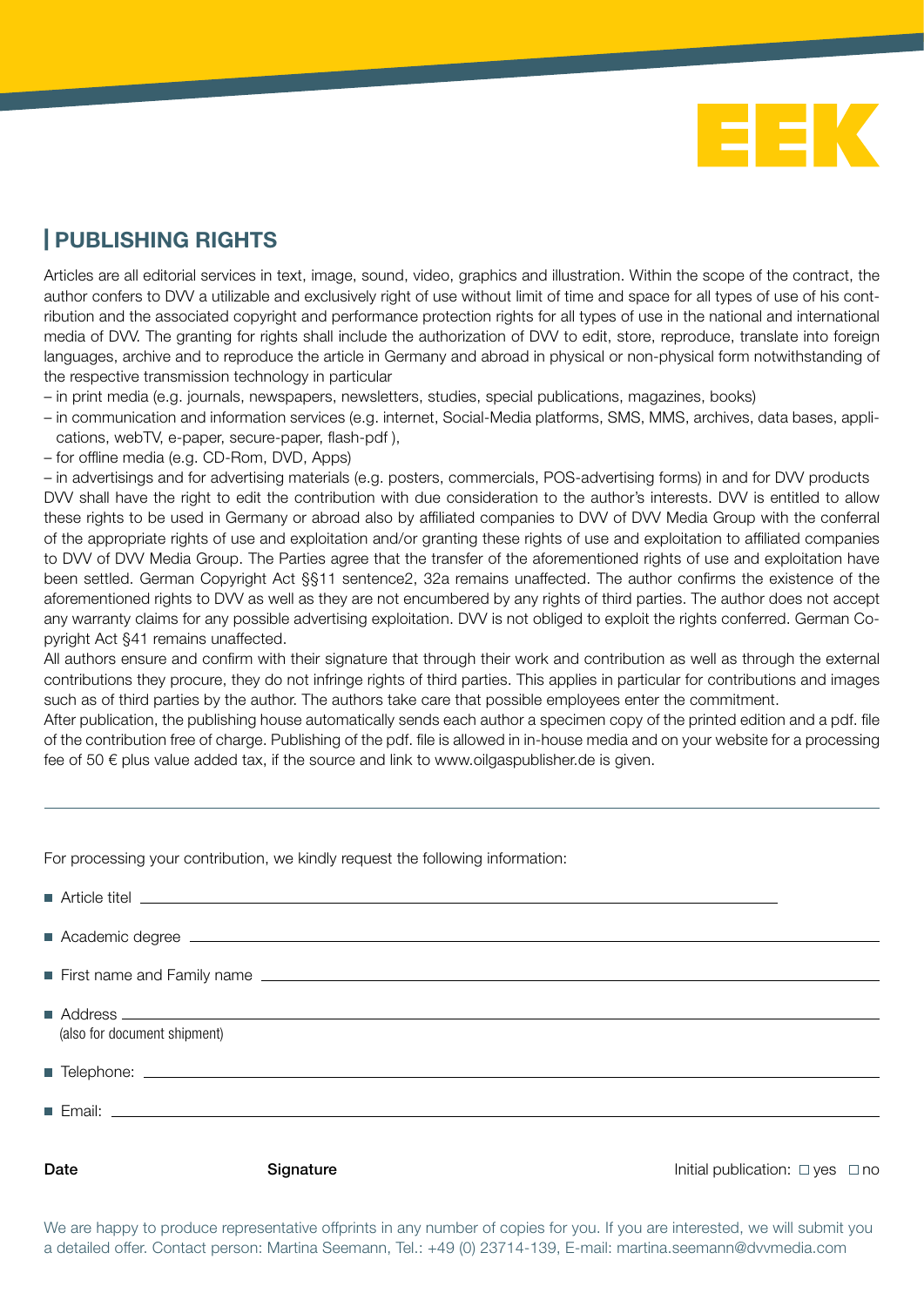EEK

## PUBLISHING RIGHTS

Articles are all editorial services in text, image, sound, video, graphics and illustration. Within the scope of the contract, the author confers to DVV a utilizable and exclusively right of use without limit of time and space for all types of use of his contribution and the associated copyright and performance protection rights for all types of use in the national and international media of DVV. The granting for rights shall include the authorization of DVV to edit, store, reproduce, translate into foreign languages, archive and to reproduce the article in Germany and abroad in physical or non-physical form notwithstanding of the respective transmission technology in particular

- in print media (e.g. journals, newspapers, newsletters, studies, special publications, magazines, books)
- in communication and information services (e.g. internet, Social-Media platforms, SMS, MMS, archives, data bases, applications, webTV, e-paper, secure-paper, flash-pdf ),
- for offline media (e.g. CD-Rom, DVD, Apps)
- in advertisings and for advertising materials (e.g. posters, commercials, POS-advertising forms) in and for DVV products

DVV shall have the right to edit the contribution with due consideration to the author's interests. DVV is entitled to allow these rights to be used in Germany or abroad also by affiliated companies to DVV of DVV Media Group with the conferral of the appropriate rights of use and exploitation and/or granting these rights of use and exploitation to affiliated companies to DVV of DVV Media Group. The Parties agree that the transfer of the aforementioned rights of use and exploitation have been settled. German Copyright Act §§11 sentence2, 32a remains unaffected. The author confirms the existence of the aforementioned rights to DVV as well as they are not encumbered by any rights of third parties. The author does not accept any warranty claims for any possible advertising exploitation. DVV is not obliged to exploit the rights conferred. German Copyright Act §41 remains unaffected.

All authors ensure and confirm with their signature that through their work and contribution as well as through the external contributions they procure, they do not infringe rights of third parties. This applies in particular for contributions and images such as of third parties by the author. The authors take care that possible employees enter the commitment.

After publication, the publishing house automatically sends each author a specimen copy of the printed edition and a pdf. file of the contribution free of charge. Publishing of the pdf. file is allowed in in-house media and on your website for a processing fee of 50 € plus value added tax, if the source and link to www.oilgaspublisher.de is given.

---

For processing your contribution, we kindly request the following information:

- Article titel ______________________________
- Academic degree ______________________________
- First name and Family name ______________________________
- Address ______________________________
  (also for document shipment)
- Telephone: ______________________________
- Email: ______________________________

**Date** **Signature** Initial publication: ☐ yes ☐ no

We are happy to produce representative offprints in any number of copies for you. If you are interested, we will submit you a detailed offer. Contact person: Martina Seemann, Tel.: +49 (0) 23714-139, E-mail: martina.seemann@dvvmedia.com